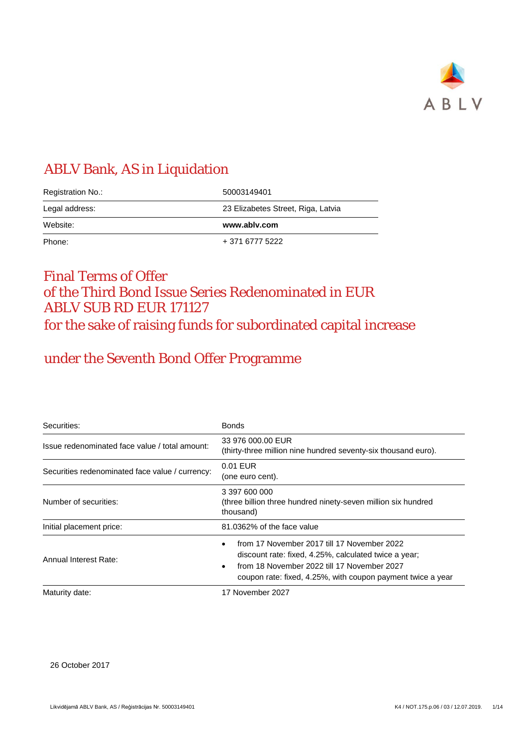# ABLV Bank, AS in Liquidation

| Registration No.: | 50003149401 |
|---|---|
| Legal address: | 23 Elizabetes Street, Riga, Latvia |
| Website: | **www.ablv.com** |
| Phone: | + 371 6777 5222 |

# Final Terms of Offer of the Third Bond Issue Series Redenominated in EUR ABLV SUB RD EUR 171127 for the sake of raising funds for subordinated capital increase

## under the Seventh Bond Offer Programme

| Securities: | Bonds |
|---|---|
| Issue redenominated face value / total amount: | 33 976 000.00 EUR (thirty-three million nine hundred seventy-six thousand euro). |
| Securities redenominated face value / currency: | 0.01 EUR (one euro cent). |
| Number of securities: | 3 397 600 000 (three billion three hundred ninety-seven million six hundred thousand) |
| Initial placement price: | 81.0362% of the face value |
| Annual Interest Rate: | • from 17 November 2017 till 17 November 2022 discount rate: fixed, 4.25%, calculated twice a year; • from 18 November 2022 till 17 November 2027 coupon rate: fixed, 4.25%, with coupon payment twice a year |
| Maturity date: | 17 November 2027 |

26 October 2017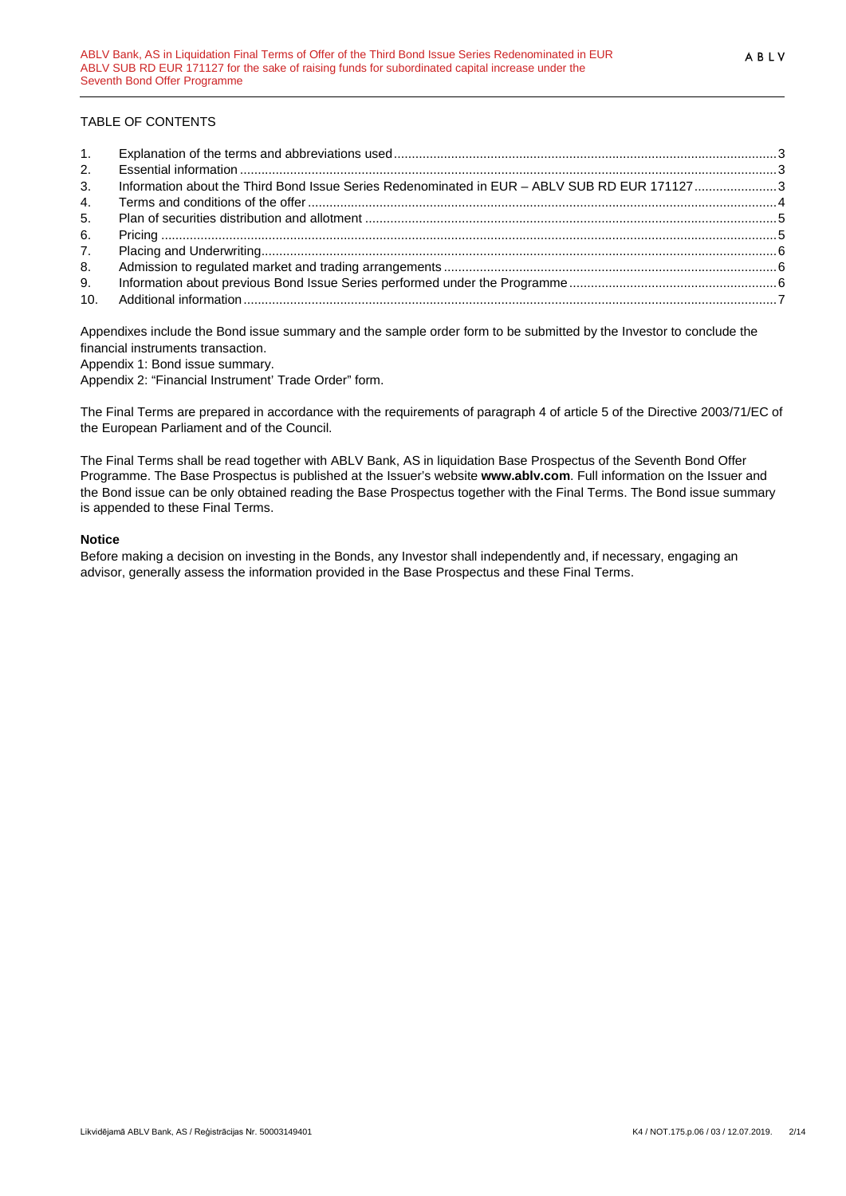TABLE OF CONTENTS

| | | |
|---|---|---|
| 1. | Explanation of the terms and abbreviations used | 3 |
| 2. | Essential information | 3 |
| 3. | Information about the Third Bond Issue Series Redenominated in EUR – ABLV SUB RD EUR 171127 | 3 |
| 4. | Terms and conditions of the offer | 4 |
| 5. | Plan of securities distribution and allotment | 5 |
| 6. | Pricing | 5 |
| 7. | Placing and Underwriting | 6 |
| 8. | Admission to regulated market and trading arrangements | 6 |
| 9. | Information about previous Bond Issue Series performed under the Programme | 6 |
| 10. | Additional information | 7 |

Appendixes include the Bond issue summary and the sample order form to be submitted by the Investor to conclude the financial instruments transaction.

Appendix 1: Bond issue summary.

Appendix 2: "Financial Instrument' Trade Order" form.

The Final Terms are prepared in accordance with the requirements of paragraph 4 of article 5 of the Directive 2003/71/EC of the European Parliament and of the Council.

The Final Terms shall be read together with ABLV Bank, AS in liquidation Base Prospectus of the Seventh Bond Offer Programme. The Base Prospectus is published at the Issuer's website **www.ablv.com**. Full information on the Issuer and the Bond issue can be only obtained reading the Base Prospectus together with the Final Terms. The Bond issue summary is appended to these Final Terms.

**Notice**

Before making a decision on investing in the Bonds, any Investor shall independently and, if necessary, engaging an advisor, generally assess the information provided in the Base Prospectus and these Final Terms.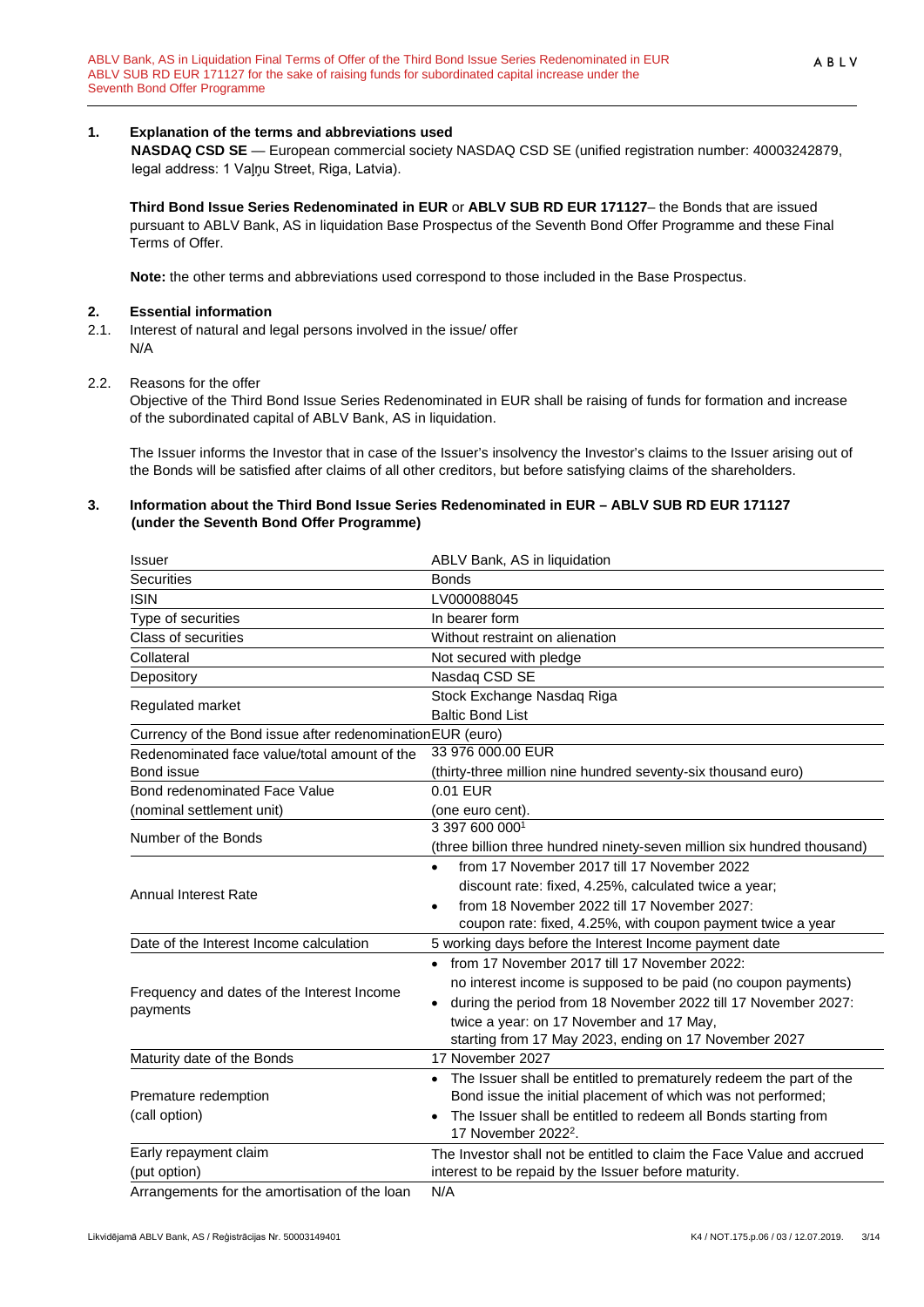## 1. Explanation of the terms and abbreviations used

**NASDAQ CSD SE** — European commercial society NASDAQ CSD SE (unified registration number: 40003242879, legal address: 1 Vaļņu Street, Riga, Latvia).

**Third Bond Issue Series Redenominated in EUR** or **ABLV SUB RD EUR 171127**– the Bonds that are issued pursuant to ABLV Bank, AS in liquidation Base Prospectus of the Seventh Bond Offer Programme and these Final Terms of Offer.

**Note:** the other terms and abbreviations used correspond to those included in the Base Prospectus.

## 2. Essential information

2.1. Interest of natural and legal persons involved in the issue/ offer

N/A

2.2. Reasons for the offer

Objective of the Third Bond Issue Series Redenominated in EUR shall be raising of funds for formation and increase of the subordinated capital of ABLV Bank, AS in liquidation.

The Issuer informs the Investor that in case of the Issuer's insolvency the Investor's claims to the Issuer arising out of the Bonds will be satisfied after claims of all other creditors, but before satisfying claims of the shareholders.

## 3. Information about the Third Bond Issue Series Redenominated in EUR – ABLV SUB RD EUR 171127 (under the Seventh Bond Offer Programme)

| | |
|---|---|
| Issuer | ABLV Bank, AS in liquidation |
| Securities | Bonds |
| ISIN | LV000088045 |
| Type of securities | In bearer form |
| Class of securities | Without restraint on alienation |
| Collateral | Not secured with pledge |
| Depository | Nasdaq CSD SE |
| Regulated market | Stock Exchange Nasdaq Riga<br>Baltic Bond List |
| Currency of the Bond issue after redenomination | EUR (euro) |
| Redenominated face value/total amount of the Bond issue | 33 976 000.00 EUR<br>(thirty-three million nine hundred seventy-six thousand euro) |
| Bond redenominated Face Value (nominal settlement unit) | 0.01 EUR<br>(one euro cent). |
| Number of the Bonds | 3 397 600 000[1]<br>(three billion three hundred ninety-seven million six hundred thousand) |
| Annual Interest Rate | • from 17 November 2017 till 17 November 2022 discount rate: fixed, 4.25%, calculated twice a year;<br>• from 18 November 2022 till 17 November 2027: coupon rate: fixed, 4.25%, with coupon payment twice a year |
| Date of the Interest Income calculation | 5 working days before the Interest Income payment date |
| Frequency and dates of the Interest Income payments | • from 17 November 2017 till 17 November 2022: no interest income is supposed to be paid (no coupon payments)<br>• during the period from 18 November 2022 till 17 November 2027: twice a year: on 17 November and 17 May, starting from 17 May 2023, ending on 17 November 2027 |
| Maturity date of the Bonds | 17 November 2027 |
| Premature redemption (call option) | • The Issuer shall be entitled to prematurely redeem the part of the Bond issue the initial placement of which was not performed;<br>• The Issuer shall be entitled to redeem all Bonds starting from 17 November 2022[2]. |
| Early repayment claim (put option) | The Investor shall not be entitled to claim the Face Value and accrued interest to be repaid by the Issuer before maturity. |
| Arrangements for the amortisation of the loan | N/A |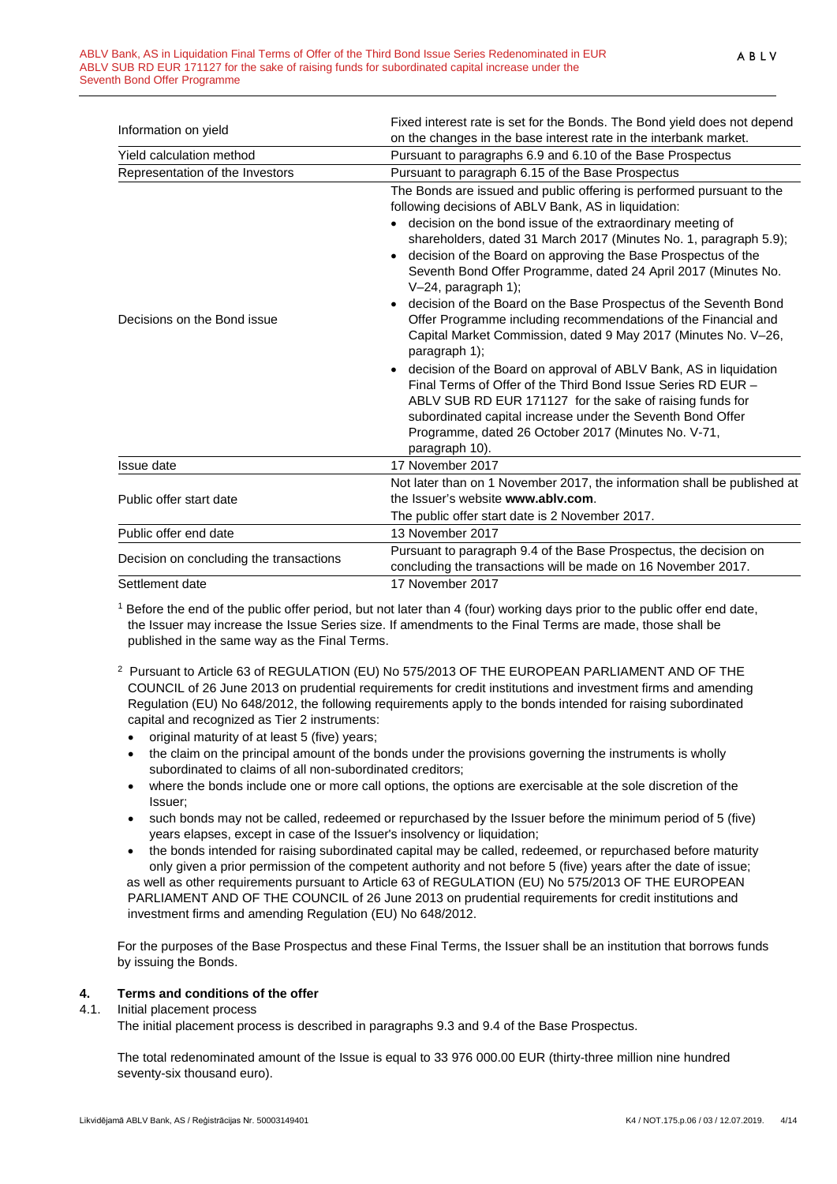| | |
|---|---|
| Information on yield | Fixed interest rate is set for the Bonds. The Bond yield does not depend on the changes in the base interest rate in the interbank market. |
| Yield calculation method | Pursuant to paragraphs 6.9 and 6.10 of the Base Prospectus |
| Representation of the Investors | Pursuant to paragraph 6.15 of the Base Prospectus |
| Decisions on the Bond issue | The Bonds are issued and public offering is performed pursuant to the following decisions of ABLV Bank, AS in liquidation: • decision on the bond issue of the extraordinary meeting of shareholders, dated 31 March 2017 (Minutes No. 1, paragraph 5.9); • decision of the Board on approving the Base Prospectus of the Seventh Bond Offer Programme, dated 24 April 2017 (Minutes No. V–24, paragraph 1); • decision of the Board on the Base Prospectus of the Seventh Bond Offer Programme including recommendations of the Financial and Capital Market Commission, dated 9 May 2017 (Minutes No. V–26, paragraph 1); • decision of the Board on approval of ABLV Bank, AS in liquidation Final Terms of Offer of the Third Bond Issue Series RD EUR – ABLV SUB RD EUR 171127 for the sake of raising funds for subordinated capital increase under the Seventh Bond Offer Programme, dated 26 October 2017 (Minutes No. V-71, paragraph 10). |
| Issue date | 17 November 2017 |
| Public offer start date | Not later than on 1 November 2017, the information shall be published at the Issuer's website **www.ablv.com**. The public offer start date is 2 November 2017. |
| Public offer end date | 13 November 2017 |
| Decision on concluding the transactions | Pursuant to paragraph 9.4 of the Base Prospectus, the decision on concluding the transactions will be made on 16 November 2017. |
| Settlement date | 17 November 2017 |

[1] Before the end of the public offer period, but not later than 4 (four) working days prior to the public offer end date, the Issuer may increase the Issue Series size. If amendments to the Final Terms are made, those shall be published in the same way as the Final Terms.

[2] Pursuant to Article 63 of REGULATION (EU) No 575/2013 OF THE EUROPEAN PARLIAMENT AND OF THE COUNCIL of 26 June 2013 on prudential requirements for credit institutions and investment firms and amending Regulation (EU) No 648/2012, the following requirements apply to the bonds intended for raising subordinated capital and recognized as Tier 2 instruments:

- original maturity of at least 5 (five) years;
- the claim on the principal amount of the bonds under the provisions governing the instruments is wholly subordinated to claims of all non-subordinated creditors;
- where the bonds include one or more call options, the options are exercisable at the sole discretion of the Issuer;
- such bonds may not be called, redeemed or repurchased by the Issuer before the minimum period of 5 (five) years elapses, except in case of the Issuer's insolvency or liquidation;
- the bonds intended for raising subordinated capital may be called, redeemed, or repurchased before maturity only given a prior permission of the competent authority and not before 5 (five) years after the date of issue;

as well as other requirements pursuant to Article 63 of REGULATION (EU) No 575/2013 OF THE EUROPEAN PARLIAMENT AND OF THE COUNCIL of 26 June 2013 on prudential requirements for credit institutions and investment firms and amending Regulation (EU) No 648/2012.

For the purposes of the Base Prospectus and these Final Terms, the Issuer shall be an institution that borrows funds by issuing the Bonds.

## 4. Terms and conditions of the offer

4.1. Initial placement process

The initial placement process is described in paragraphs 9.3 and 9.4 of the Base Prospectus.

The total redenominated amount of the Issue is equal to 33 976 000.00 EUR (thirty-three million nine hundred seventy-six thousand euro).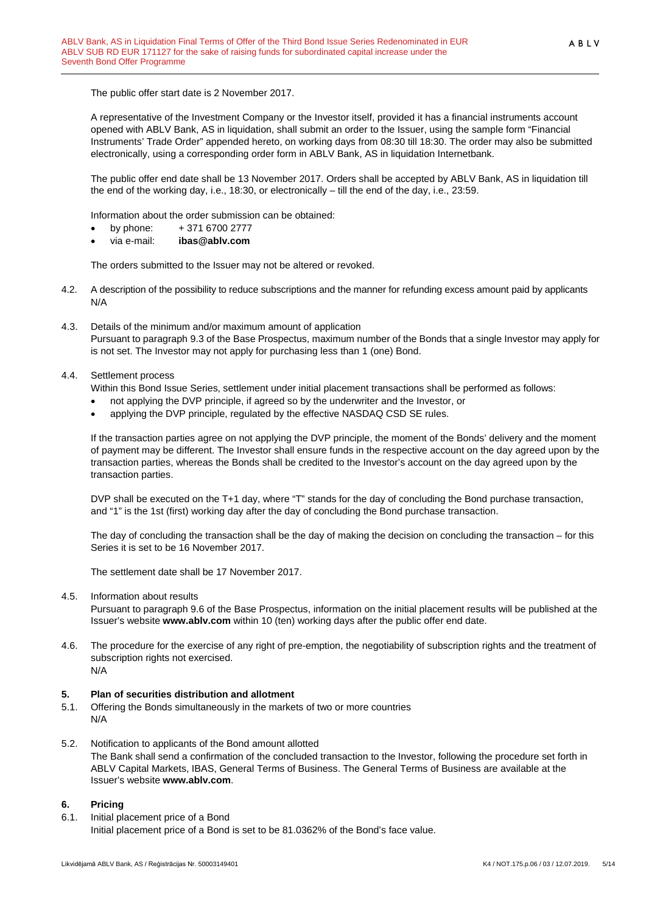The public offer start date is 2 November 2017.

A representative of the Investment Company or the Investor itself, provided it has a financial instruments account opened with ABLV Bank, AS in liquidation, shall submit an order to the Issuer, using the sample form "Financial Instruments' Trade Order" appended hereto, on working days from 08:30 till 18:30. The order may also be submitted electronically, using a corresponding order form in ABLV Bank, AS in liquidation Internetbank.

The public offer end date shall be 13 November 2017. Orders shall be accepted by ABLV Bank, AS in liquidation till the end of the working day, i.e., 18:30, or electronically – till the end of the day, i.e., 23:59.

Information about the order submission can be obtained:

- by phone: + 371 6700 2777
- via e-mail: **ibas@ablv.com**

The orders submitted to the Issuer may not be altered or revoked.

4.2. A description of the possibility to reduce subscriptions and the manner for refunding excess amount paid by applicants
N/A

4.3. Details of the minimum and/or maximum amount of application
Pursuant to paragraph 9.3 of the Base Prospectus, maximum number of the Bonds that a single Investor may apply for is not set. The Investor may not apply for purchasing less than 1 (one) Bond.

4.4. Settlement process
Within this Bond Issue Series, settlement under initial placement transactions shall be performed as follows:

- not applying the DVP principle, if agreed so by the underwriter and the Investor, or
- applying the DVP principle, regulated by the effective NASDAQ CSD SE rules.

If the transaction parties agree on not applying the DVP principle, the moment of the Bonds' delivery and the moment of payment may be different. The Investor shall ensure funds in the respective account on the day agreed upon by the transaction parties, whereas the Bonds shall be credited to the Investor's account on the day agreed upon by the transaction parties.

DVP shall be executed on the T+1 day, where "T" stands for the day of concluding the Bond purchase transaction, and "1" is the 1st (first) working day after the day of concluding the Bond purchase transaction.

The day of concluding the transaction shall be the day of making the decision on concluding the transaction – for this Series it is set to be 16 November 2017.

The settlement date shall be 17 November 2017.

4.5. Information about results
Pursuant to paragraph 9.6 of the Base Prospectus, information on the initial placement results will be published at the Issuer's website **www.ablv.com** within 10 (ten) working days after the public offer end date.

4.6. The procedure for the exercise of any right of pre-emption, the negotiability of subscription rights and the treatment of subscription rights not exercised.
N/A

## 5. Plan of securities distribution and allotment

5.1. Offering the Bonds simultaneously in the markets of two or more countries
N/A

5.2. Notification to applicants of the Bond amount allotted
The Bank shall send a confirmation of the concluded transaction to the Investor, following the procedure set forth in ABLV Capital Markets, IBAS, General Terms of Business. The General Terms of Business are available at the Issuer's website **www.ablv.com**.

## 6. Pricing

6.1. Initial placement price of a Bond
Initial placement price of a Bond is set to be 81.0362% of the Bond's face value.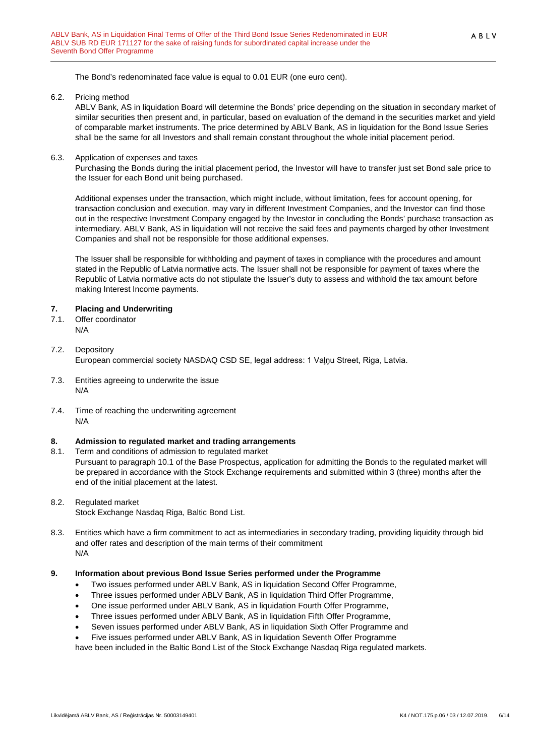The Bond's redenominated face value is equal to 0.01 EUR (one euro cent).

6.2. Pricing method

ABLV Bank, AS in liquidation Board will determine the Bonds' price depending on the situation in secondary market of similar securities then present and, in particular, based on evaluation of the demand in the securities market and yield of comparable market instruments. The price determined by ABLV Bank, AS in liquidation for the Bond Issue Series shall be the same for all Investors and shall remain constant throughout the whole initial placement period.

6.3. Application of expenses and taxes

Purchasing the Bonds during the initial placement period, the Investor will have to transfer just set Bond sale price to the Issuer for each Bond unit being purchased.

Additional expenses under the transaction, which might include, without limitation, fees for account opening, for transaction conclusion and execution, may vary in different Investment Companies, and the Investor can find those out in the respective Investment Company engaged by the Investor in concluding the Bonds' purchase transaction as intermediary. ABLV Bank, AS in liquidation will not receive the said fees and payments charged by other Investment Companies and shall not be responsible for those additional expenses.

The Issuer shall be responsible for withholding and payment of taxes in compliance with the procedures and amount stated in the Republic of Latvia normative acts. The Issuer shall not be responsible for payment of taxes where the Republic of Latvia normative acts do not stipulate the Issuer's duty to assess and withhold the tax amount before making Interest Income payments.

## 7. Placing and Underwriting

7.1. Offer coordinator

N/A

7.2. Depository

European commercial society NASDAQ CSD SE, legal address: 1 Vaļņu Street, Riga, Latvia.

7.3. Entities agreeing to underwrite the issue

N/A

7.4. Time of reaching the underwriting agreement

N/A

## 8. Admission to regulated market and trading arrangements

8.1. Term and conditions of admission to regulated market

Pursuant to paragraph 10.1 of the Base Prospectus, application for admitting the Bonds to the regulated market will be prepared in accordance with the Stock Exchange requirements and submitted within 3 (three) months after the end of the initial placement at the latest.

8.2. Regulated market

Stock Exchange Nasdaq Riga, Baltic Bond List.

8.3. Entities which have a firm commitment to act as intermediaries in secondary trading, providing liquidity through bid and offer rates and description of the main terms of their commitment

N/A

## 9. Information about previous Bond Issue Series performed under the Programme

- Two issues performed under ABLV Bank, AS in liquidation Second Offer Programme,
- Three issues performed under ABLV Bank, AS in liquidation Third Offer Programme,
- One issue performed under ABLV Bank, AS in liquidation Fourth Offer Programme,
- Three issues performed under ABLV Bank, AS in liquidation Fifth Offer Programme,
- Seven issues performed under ABLV Bank, AS in liquidation Sixth Offer Programme and
- Five issues performed under ABLV Bank, AS in liquidation Seventh Offer Programme

have been included in the Baltic Bond List of the Stock Exchange Nasdaq Riga regulated markets.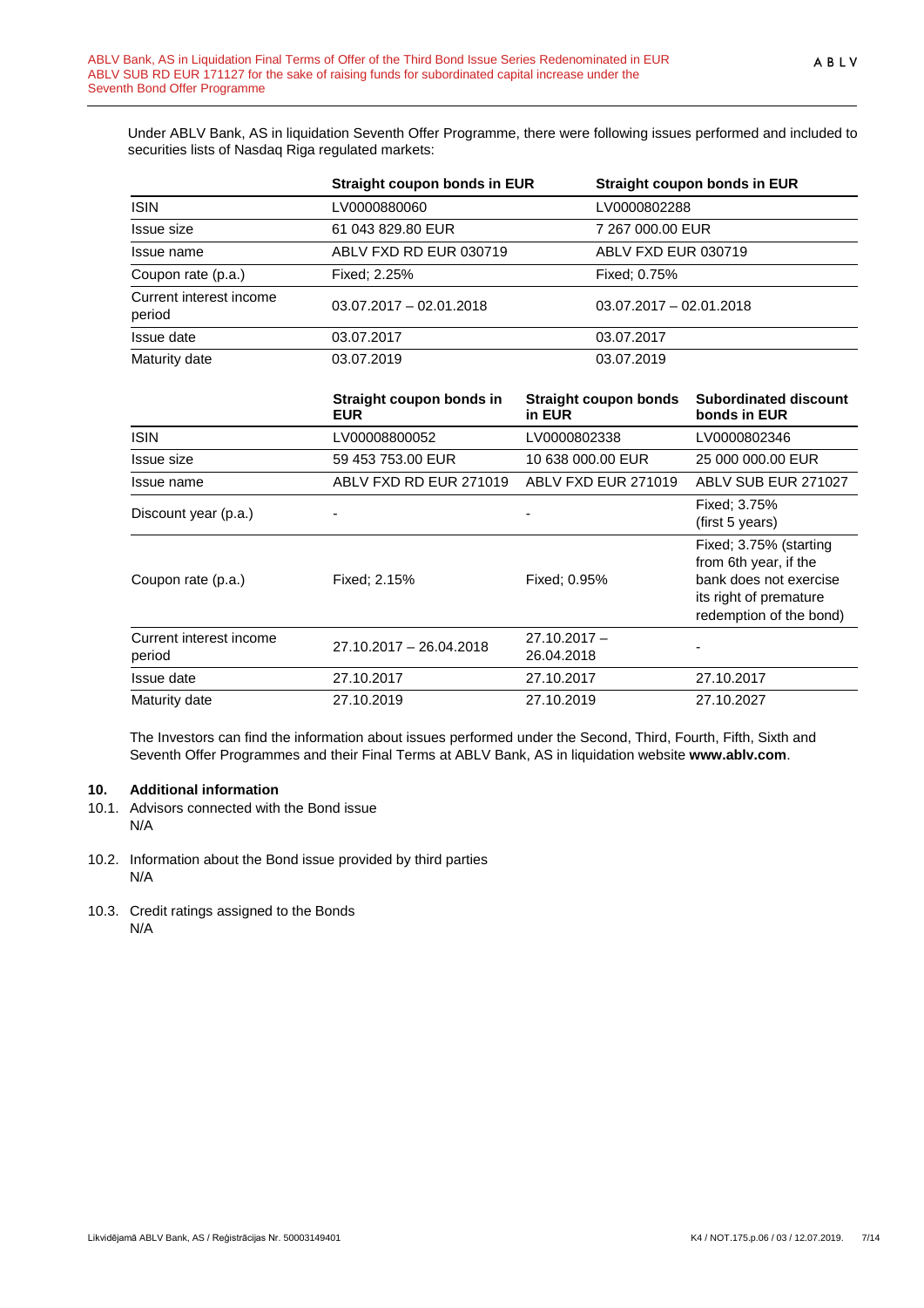Under ABLV Bank, AS in liquidation Seventh Offer Programme, there were following issues performed and included to securities lists of Nasdaq Riga regulated markets:

| | Straight coupon bonds in EUR | Straight coupon bonds in EUR |
|---|---|---|
| ISIN | LV0000880060 | LV0000802288 |
| Issue size | 61 043 829.80 EUR | 7 267 000.00 EUR |
| Issue name | ABLV FXD RD EUR 030719 | ABLV FXD EUR 030719 |
| Coupon rate (p.a.) | Fixed; 2.25% | Fixed; 0.75% |
| Current interest income period | 03.07.2017 – 02.01.2018 | 03.07.2017 – 02.01.2018 |
| Issue date | 03.07.2017 | 03.07.2017 |
| Maturity date | 03.07.2019 | 03.07.2019 |

| | Straight coupon bonds in EUR | Straight coupon bonds in EUR | Subordinated discount bonds in EUR |
|---|---|---|---|
| ISIN | LV00008800052 | LV0000802338 | LV0000802346 |
| Issue size | 59 453 753.00 EUR | 10 638 000.00 EUR | 25 000 000.00 EUR |
| Issue name | ABLV FXD RD EUR 271019 | ABLV FXD EUR 271019 | ABLV SUB EUR 271027 |
| Discount year (p.a.) | - | - | Fixed; 3.75% (first 5 years) |
| Coupon rate (p.a.) | Fixed; 2.15% | Fixed; 0.95% | Fixed; 3.75% (starting from 6th year, if the bank does not exercise its right of premature redemption of the bond) |
| Current interest income period | 27.10.2017 – 26.04.2018 | 27.10.2017 – 26.04.2018 | - |
| Issue date | 27.10.2017 | 27.10.2017 | 27.10.2017 |
| Maturity date | 27.10.2019 | 27.10.2019 | 27.10.2027 |

The Investors can find the information about issues performed under the Second, Third, Fourth, Fifth, Sixth and Seventh Offer Programmes and their Final Terms at ABLV Bank, AS in liquidation website **www.ablv.com**.

## 10. Additional information

10.1. Advisors connected with the Bond issue

N/A

10.2. Information about the Bond issue provided by third parties

N/A

10.3. Credit ratings assigned to the Bonds

N/A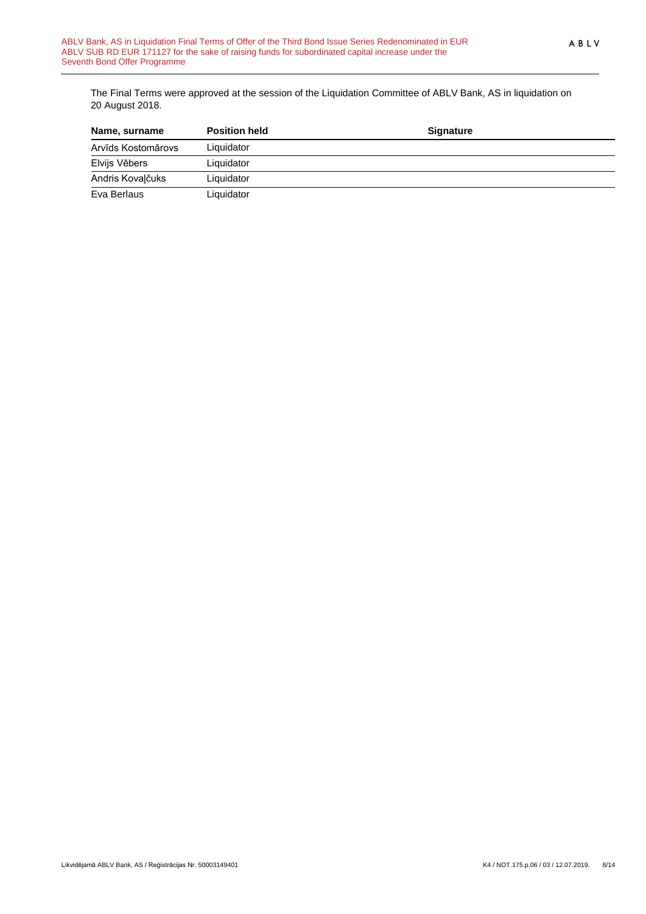The Final Terms were approved at the session of the Liquidation Committee of ABLV Bank, AS in liquidation on 20 August 2018.

| Name, surname | Position held | Signature |
|---|---|---|
| Arvīds Kostomārovs | Liquidator | |
| Elvijs Vēbers | Liquidator | |
| Andris Kovaļčuks | Liquidator | |
| Eva Berlaus | Liquidator | |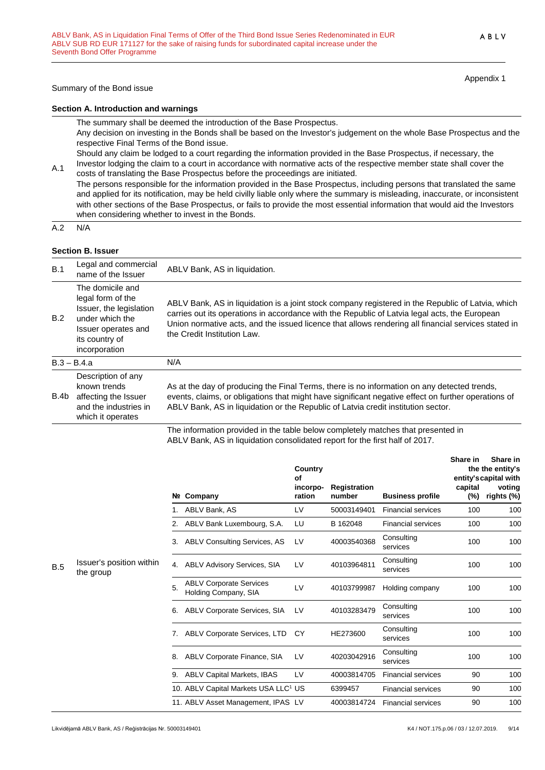Appendix 1

Summary of the Bond issue

## Section A. Introduction and warnings

| | |
|---|---|
| A.1 | The summary shall be deemed the introduction of the Base Prospectus.<br>Any decision on investing in the Bonds shall be based on the Investor's judgement on the whole Base Prospectus and the respective Final Terms of the Bond issue.<br>Should any claim be lodged to a court regarding the information provided in the Base Prospectus, if necessary, the Investor lodging the claim to a court in accordance with normative acts of the respective member state shall cover the costs of translating the Base Prospectus before the proceedings are initiated.<br>The persons responsible for the information provided in the Base Prospectus, including persons that translated the same and applied for its notification, may be held civilly liable only where the summary is misleading, inaccurate, or inconsistent with other sections of the Base Prospectus, or fails to provide the most essential information that would aid the Investors when considering whether to invest in the Bonds. |
| A.2 | N/A |

## Section B. Issuer

| | | |
|---|---|---|
| B.1 | Legal and commercial name of the Issuer | ABLV Bank, AS in liquidation. |
| B.2 | The domicile and legal form of the Issuer, the legislation under which the Issuer operates and its country of incorporation | ABLV Bank, AS in liquidation is a joint stock company registered in the Republic of Latvia, which carries out its operations in accordance with the Republic of Latvia legal acts, the European Union normative acts, and the issued licence that allows rendering all financial services stated in the Credit Institution Law. |
| B.3 – B.4.a | | N/A |
| B.4b | Description of any known trends affecting the Issuer and the industries in which it operates | As at the day of producing the Final Terms, there is no information on any detected trends, events, claims, or obligations that might have significant negative effect on further operations of ABLV Bank, AS in liquidation or the Republic of Latvia credit institution sector. |
| B.5 | Issuer's position within the group | The information provided in the table below completely matches that presented in ABLV Bank, AS in liquidation consolidated report for the first half of 2017. |

| № | Company | Country of incorporation | Registration number | Business profile | Share in the entity's capital (%) | Share in the entity's capital with voting rights (%) |
|---|---|---|---|---|---|---|
| 1. | ABLV Bank, AS | LV | 50003149401 | Financial services | 100 | 100 |
| 2. | ABLV Bank Luxembourg, S.A. | LU | B 162048 | Financial services | 100 | 100 |
| 3. | ABLV Consulting Services, AS | LV | 40003540368 | Consulting services | 100 | 100 |
| 4. | ABLV Advisory Services, SIA | LV | 40103964811 | Consulting services | 100 | 100 |
| 5. | ABLV Corporate Services Holding Company, SIA | LV | 40103799987 | Holding company | 100 | 100 |
| 6. | ABLV Corporate Services, SIA | LV | 40103283479 | Consulting services | 100 | 100 |
| 7. | ABLV Corporate Services, LTD | CY | HE273600 | Consulting services | 100 | 100 |
| 8. | ABLV Corporate Finance, SIA | LV | 40203042916 | Consulting services | 100 | 100 |
| 9. | ABLV Capital Markets, IBAS | LV | 40003814705 | Financial services | 90 | 100 |
| 10. | ABLV Capital Markets USA LLC[1] | US | 6399457 | Financial services | 90 | 100 |
| 11. | ABLV Asset Management, IPAS | LV | 40003814724 | Financial services | 90 | 100 |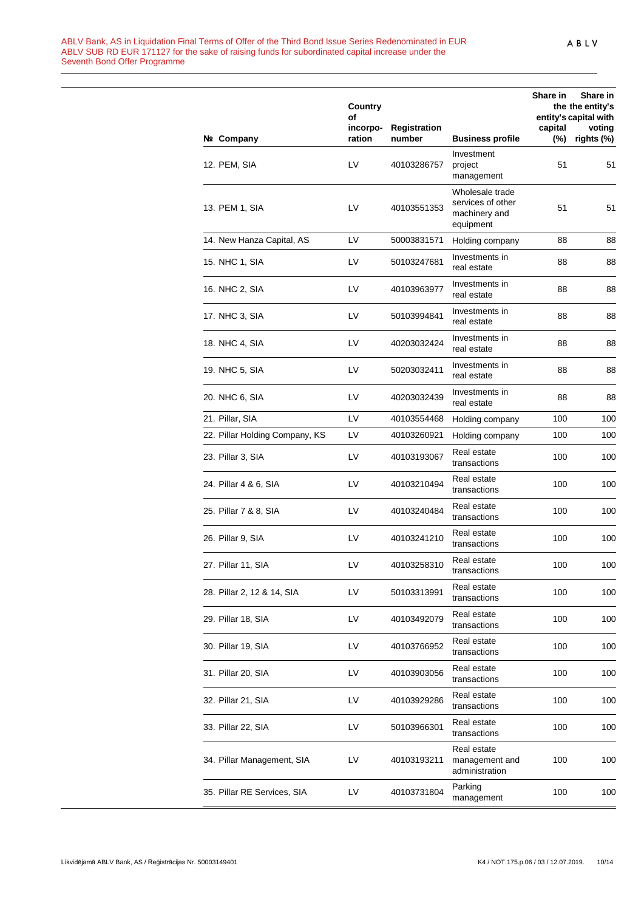| № | Company | Country of incorpo-ration | Registration number | Business profile | Share in the entity's capital (%) | Share in the entity's capital with voting rights (%) |
|---|---|---|---|---|---|---|
| 12. | PEM, SIA | LV | 40103286757 | Investment project management | 51 | 51 |
| 13. | PEM 1, SIA | LV | 40103551353 | Wholesale trade services of other machinery and equipment | 51 | 51 |
| 14. | New Hanza Capital, AS | LV | 50003831571 | Holding company | 88 | 88 |
| 15. | NHC 1, SIA | LV | 50103247681 | Investments in real estate | 88 | 88 |
| 16. | NHC 2, SIA | LV | 40103963977 | Investments in real estate | 88 | 88 |
| 17. | NHC 3, SIA | LV | 50103994841 | Investments in real estate | 88 | 88 |
| 18. | NHC 4, SIA | LV | 40203032424 | Investments in real estate | 88 | 88 |
| 19. | NHC 5, SIA | LV | 50203032411 | Investments in real estate | 88 | 88 |
| 20. | NHC 6, SIA | LV | 40203032439 | Investments in real estate | 88 | 88 |
| 21. | Pillar, SIA | LV | 40103554468 | Holding company | 100 | 100 |
| 22. | Pillar Holding Company, KS | LV | 40103260921 | Holding company | 100 | 100 |
| 23. | Pillar 3, SIA | LV | 40103193067 | Real estate transactions | 100 | 100 |
| 24. | Pillar 4 & 6, SIA | LV | 40103210494 | Real estate transactions | 100 | 100 |
| 25. | Pillar 7 & 8, SIA | LV | 40103240484 | Real estate transactions | 100 | 100 |
| 26. | Pillar 9, SIA | LV | 40103241210 | Real estate transactions | 100 | 100 |
| 27. | Pillar 11, SIA | LV | 40103258310 | Real estate transactions | 100 | 100 |
| 28. | Pillar 2, 12 & 14, SIA | LV | 50103313991 | Real estate transactions | 100 | 100 |
| 29. | Pillar 18, SIA | LV | 40103492079 | Real estate transactions | 100 | 100 |
| 30. | Pillar 19, SIA | LV | 40103766952 | Real estate transactions | 100 | 100 |
| 31. | Pillar 20, SIA | LV | 40103903056 | Real estate transactions | 100 | 100 |
| 32. | Pillar 21, SIA | LV | 40103929286 | Real estate transactions | 100 | 100 |
| 33. | Pillar 22, SIA | LV | 50103966301 | Real estate transactions | 100 | 100 |
| 34. | Pillar Management, SIA | LV | 40103193211 | Real estate management and administration | 100 | 100 |
| 35. | Pillar RE Services, SIA | LV | 40103731804 | Parking management | 100 | 100 |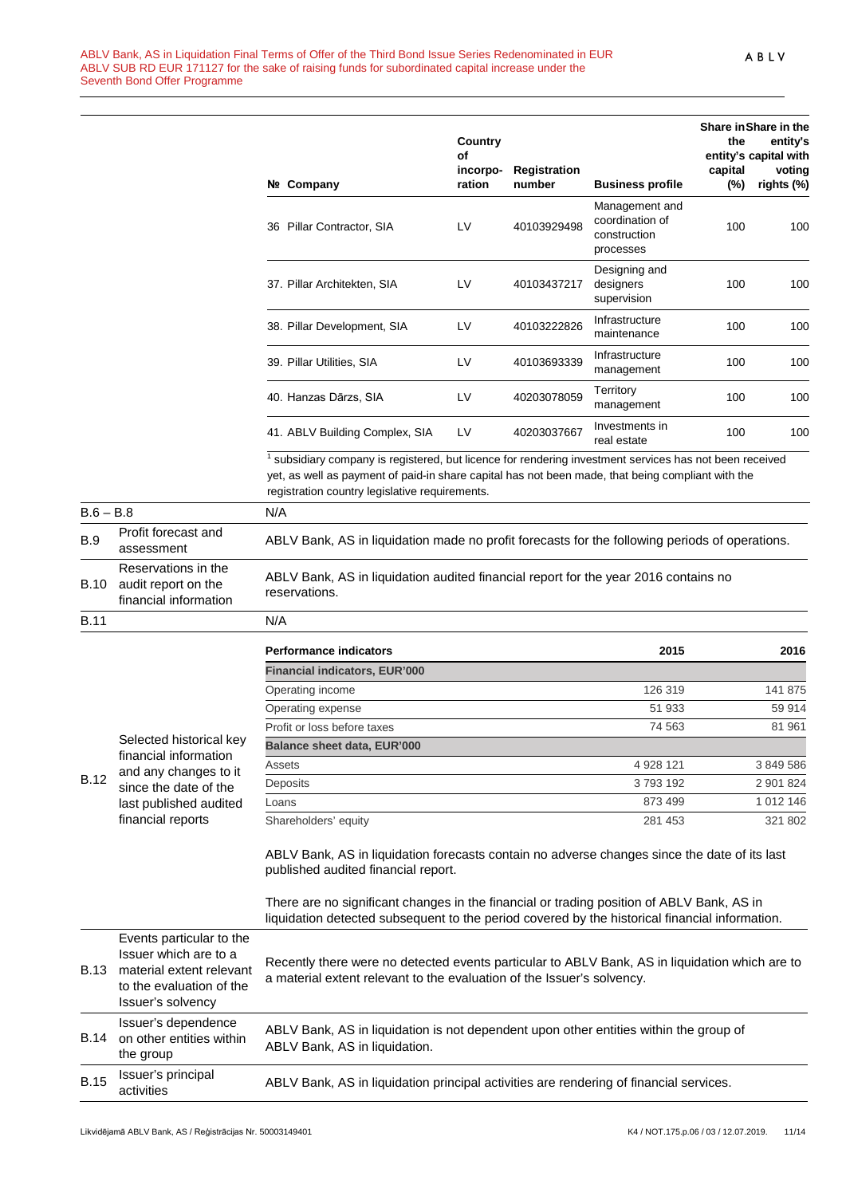| № | Company | Country of incorporation | Registration number | Business profile | Share in the entity's capital (%) | Share in the entity's capital with voting rights (%) |
|---|---|---|---|---|---|---|
| 36 | Pillar Contractor, SIA | LV | 40103929498 | Management and coordination of construction processes | 100 | 100 |
| 37. | Pillar Architekten, SIA | LV | 40103437217 | Designing and designers supervision | 100 | 100 |
| 38. | Pillar Development, SIA | LV | 40103222826 | Infrastructure maintenance | 100 | 100 |
| 39. | Pillar Utilities, SIA | LV | 40103693339 | Infrastructure management | 100 | 100 |
| 40. | Hanzas Dārzs, SIA | LV | 40203078059 | Territory management | 100 | 100 |
| 41. | ABLV Building Complex, SIA | LV | 40203037667 | Investments in real estate | 100 | 100 |

[1] subsidiary company is registered, but licence for rendering investment services has not been received yet, as well as payment of paid-in share capital has not been made, that being compliant with the registration country legislative requirements.

| | | |
|---|---|---|
| B.6 – B.8 | | N/A |
| B.9 | Profit forecast and assessment | ABLV Bank, AS in liquidation made no profit forecasts for the following periods of operations. |
| B.10 | Reservations in the audit report on the financial information | ABLV Bank, AS in liquidation audited financial report for the year 2016 contains no reservations. |
| B.11 | | N/A |
| B.12 | Selected historical key financial information and any changes to it since the date of the last published audited financial reports | (see table below) |

| Performance indicators | 2015 | 2016 |
|---|---|---|
| **Financial indicators, EUR'000** | | |
| Operating income | 126 319 | 141 875 |
| Operating expense | 51 933 | 59 914 |
| Profit or loss before taxes | 74 563 | 81 961 |
| **Balance sheet data, EUR'000** | | |
| Assets | 4 928 121 | 3 849 586 |
| Deposits | 3 793 192 | 2 901 824 |
| Loans | 873 499 | 1 012 146 |
| Shareholders' equity | 281 453 | 321 802 |

ABLV Bank, AS in liquidation forecasts contain no adverse changes since the date of its last published audited financial report.

There are no significant changes in the financial or trading position of ABLV Bank, AS in liquidation detected subsequent to the period covered by the historical financial information.

| | | |
|---|---|---|
| B.13 | Events particular to the Issuer which are to a material extent relevant to the evaluation of the Issuer's solvency | Recently there were no detected events particular to ABLV Bank, AS in liquidation which are to a material extent relevant to the evaluation of the Issuer's solvency. |
| B.14 | Issuer's dependence on other entities within the group | ABLV Bank, AS in liquidation is not dependent upon other entities within the group of ABLV Bank, AS in liquidation. |
| B.15 | Issuer's principal activities | ABLV Bank, AS in liquidation principal activities are rendering of financial services. |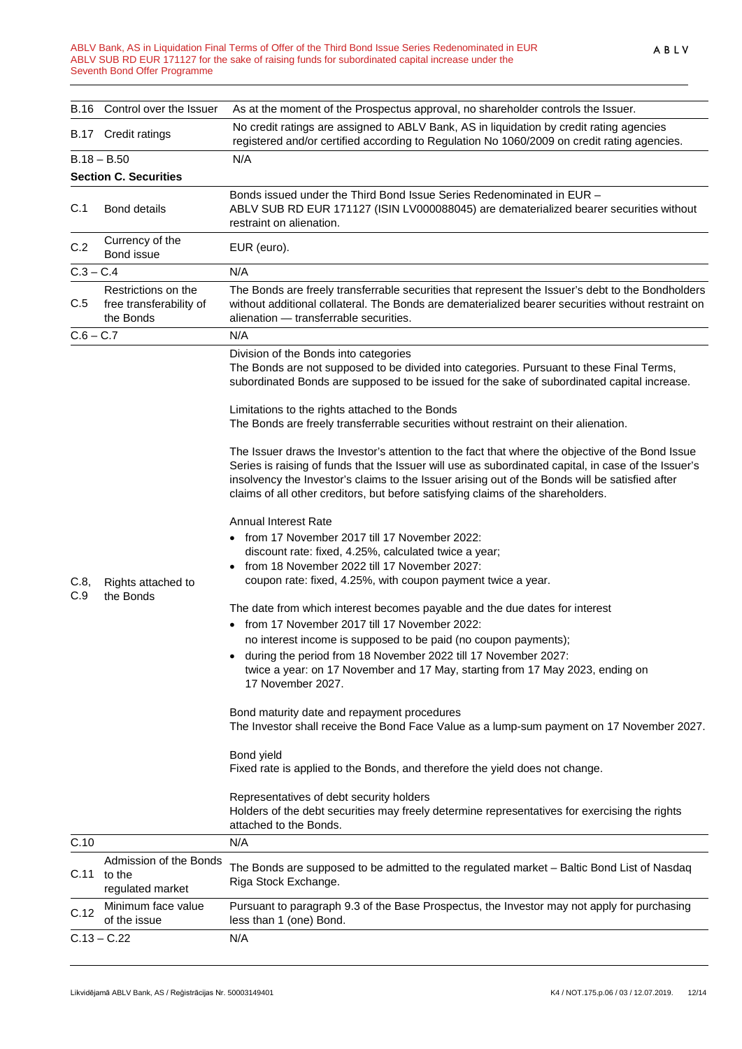| | | |
|---|---|---|
| B.16 | Control over the Issuer | As at the moment of the Prospectus approval, no shareholder controls the Issuer. |
| B.17 | Credit ratings | No credit ratings are assigned to ABLV Bank, AS in liquidation by credit rating agencies registered and/or certified according to Regulation No 1060/2009 on credit rating agencies. |
| B.18 – B.50 | | N/A |
| **Section C. Securities** | | |
| C.1 | Bond details | Bonds issued under the Third Bond Issue Series Redenominated in EUR – ABLV SUB RD EUR 171127 (ISIN LV000088045) are dematerialized bearer securities without restraint on alienation. |
| C.2 | Currency of the Bond issue | EUR (euro). |
| C.3 – C.4 | | N/A |
| C.5 | Restrictions on the free transferability of the Bonds | The Bonds are freely transferrable securities that represent the Issuer's debt to the Bondholders without additional collateral. The Bonds are dematerialized bearer securities without restraint on alienation — transferrable securities. |
| C.6 – C.7 | | N/A |
| C.8, C.9 | Rights attached to the Bonds | Division of the Bonds into categories<br>The Bonds are not supposed to be divided into categories. Pursuant to these Final Terms, subordinated Bonds are supposed to be issued for the sake of subordinated capital increase.<br><br>Limitations to the rights attached to the Bonds<br>The Bonds are freely transferrable securities without restraint on their alienation.<br><br>The Issuer draws the Investor's attention to the fact that where the objective of the Bond Issue Series is raising of funds that the Issuer will use as subordinated capital, in case of the Issuer's insolvency the Investor's claims to the Issuer arising out of the Bonds will be satisfied after claims of all other creditors, but before satisfying claims of the shareholders.<br><br>Annual Interest Rate<br>• from 17 November 2017 till 17 November 2022: discount rate: fixed, 4.25%, calculated twice a year;<br>• from 18 November 2022 till 17 November 2027: coupon rate: fixed, 4.25%, with coupon payment twice a year.<br><br>The date from which interest becomes payable and the due dates for interest<br>• from 17 November 2017 till 17 November 2022: no interest income is supposed to be paid (no coupon payments);<br>• during the period from 18 November 2022 till 17 November 2027: twice a year: on 17 November and 17 May, starting from 17 May 2023, ending on 17 November 2027.<br><br>Bond maturity date and repayment procedures<br>The Investor shall receive the Bond Face Value as a lump-sum payment on 17 November 2027.<br><br>Bond yield<br>Fixed rate is applied to the Bonds, and therefore the yield does not change.<br><br>Representatives of debt security holders<br>Holders of the debt securities may freely determine representatives for exercising the rights attached to the Bonds. |
| C.10 | | N/A |
| C.11 | Admission of the Bonds to the regulated market | The Bonds are supposed to be admitted to the regulated market – Baltic Bond List of Nasdaq Riga Stock Exchange. |
| C.12 | Minimum face value of the issue | Pursuant to paragraph 9.3 of the Base Prospectus, the Investor may not apply for purchasing less than 1 (one) Bond. |
| C.13 – C.22 | | N/A |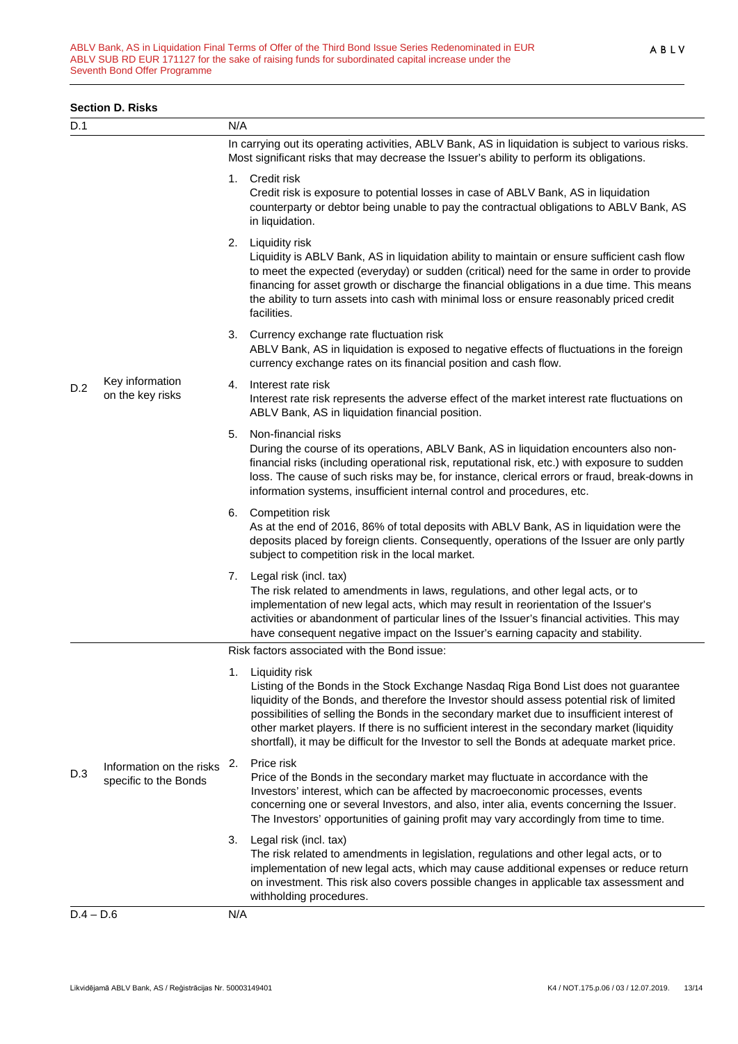## Section D. Risks

| | | |
|---|---|---|
| D.1 | | N/A |
| D.2 | Key information on the key risks | In carrying out its operating activities, ABLV Bank, AS in liquidation is subject to various risks. Most significant risks that may decrease the Issuer's ability to perform its obligations.<br><br>1. Credit risk<br>Credit risk is exposure to potential losses in case of ABLV Bank, AS in liquidation counterparty or debtor being unable to pay the contractual obligations to ABLV Bank, AS in liquidation.<br><br>2. Liquidity risk<br>Liquidity is ABLV Bank, AS in liquidation ability to maintain or ensure sufficient cash flow to meet the expected (everyday) or sudden (critical) need for the same in order to provide financing for asset growth or discharge the financial obligations in a due time. This means the ability to turn assets into cash with minimal loss or ensure reasonably priced credit facilities.<br><br>3. Currency exchange rate fluctuation risk<br>ABLV Bank, AS in liquidation is exposed to negative effects of fluctuations in the foreign currency exchange rates on its financial position and cash flow.<br><br>4. Interest rate risk<br>Interest rate risk represents the adverse effect of the market interest rate fluctuations on ABLV Bank, AS in liquidation financial position.<br><br>5. Non-financial risks<br>During the course of its operations, ABLV Bank, AS in liquidation encounters also non-financial risks (including operational risk, reputational risk, etc.) with exposure to sudden loss. The cause of such risks may be, for instance, clerical errors or fraud, break-downs in information systems, insufficient internal control and procedures, etc.<br><br>6. Competition risk<br>As at the end of 2016, 86% of total deposits with ABLV Bank, AS in liquidation were the deposits placed by foreign clients. Consequently, operations of the Issuer are only partly subject to competition risk in the local market.<br><br>7. Legal risk (incl. tax)<br>The risk related to amendments in laws, regulations, and other legal acts, or to implementation of new legal acts, which may result in reorientation of the Issuer's activities or abandonment of particular lines of the Issuer's financial activities. This may have consequent negative impact on the Issuer's earning capacity and stability. |
| D.3 | Information on the risks specific to the Bonds | Risk factors associated with the Bond issue:<br><br>1. Liquidity risk<br>Listing of the Bonds in the Stock Exchange Nasdaq Riga Bond List does not guarantee liquidity of the Bonds, and therefore the Investor should assess potential risk of limited possibilities of selling the Bonds in the secondary market due to insufficient interest of other market players. If there is no sufficient interest in the secondary market (liquidity shortfall), it may be difficult for the Investor to sell the Bonds at adequate market price.<br><br>2. Price risk<br>Price of the Bonds in the secondary market may fluctuate in accordance with the Investors' interest, which can be affected by macroeconomic processes, events concerning one or several Investors, and also, inter alia, events concerning the Issuer. The Investors' opportunities of gaining profit may vary accordingly from time to time.<br><br>3. Legal risk (incl. tax)<br>The risk related to amendments in legislation, regulations and other legal acts, or to implementation of new legal acts, which may cause additional expenses or reduce return on investment. This risk also covers possible changes in applicable tax assessment and withholding procedures. |
| D.4 – D.6 | | N/A |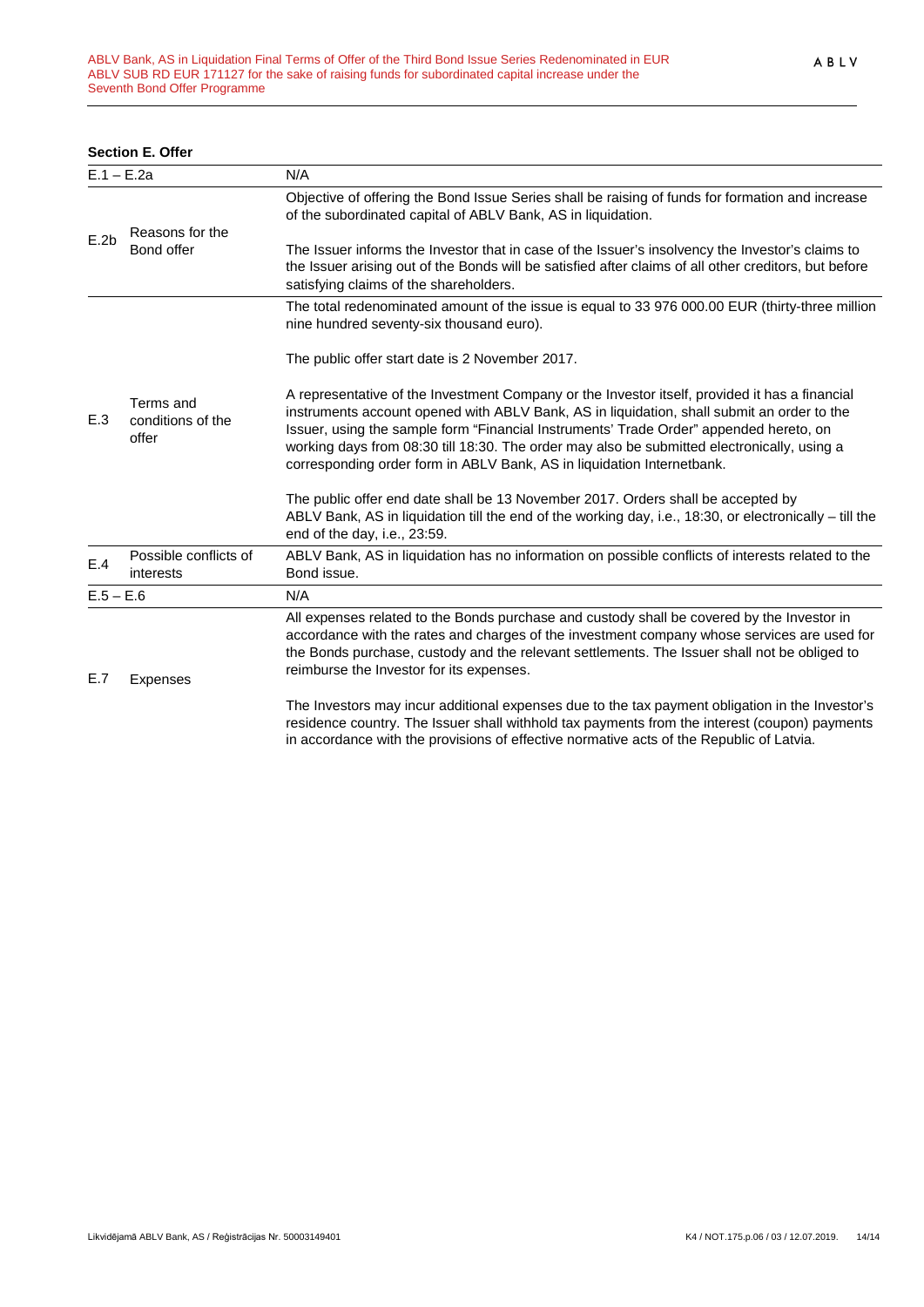**Section E. Offer**

| | | |
|---|---|---|
| E.1 – E.2a | | N/A |
| E.2b | Reasons for the Bond offer | Objective of offering the Bond Issue Series shall be raising of funds for formation and increase of the subordinated capital of ABLV Bank, AS in liquidation.<br><br>The Issuer informs the Investor that in case of the Issuer's insolvency the Investor's claims to the Issuer arising out of the Bonds will be satisfied after claims of all other creditors, but before satisfying claims of the shareholders. |
| E.3 | Terms and conditions of the offer | The total redenominated amount of the issue is equal to 33 976 000.00 EUR (thirty-three million nine hundred seventy-six thousand euro).<br><br>The public offer start date is 2 November 2017.<br><br>A representative of the Investment Company or the Investor itself, provided it has a financial instruments account opened with ABLV Bank, AS in liquidation, shall submit an order to the Issuer, using the sample form "Financial Instruments' Trade Order" appended hereto, on working days from 08:30 till 18:30. The order may also be submitted electronically, using a corresponding order form in ABLV Bank, AS in liquidation Internetbank.<br><br>The public offer end date shall be 13 November 2017. Orders shall be accepted by ABLV Bank, AS in liquidation till the end of the working day, i.e., 18:30, or electronically – till the end of the day, i.e., 23:59. |
| E.4 | Possible conflicts of interests | ABLV Bank, AS in liquidation has no information on possible conflicts of interests related to the Bond issue. |
| E.5 – E.6 | | N/A |
| E.7 | Expenses | All expenses related to the Bonds purchase and custody shall be covered by the Investor in accordance with the rates and charges of the investment company whose services are used for the Bonds purchase, custody and the relevant settlements. The Issuer shall not be obliged to reimburse the Investor for its expenses.<br><br>The Investors may incur additional expenses due to the tax payment obligation in the Investor's residence country. The Issuer shall withhold tax payments from the interest (coupon) payments in accordance with the provisions of effective normative acts of the Republic of Latvia. |